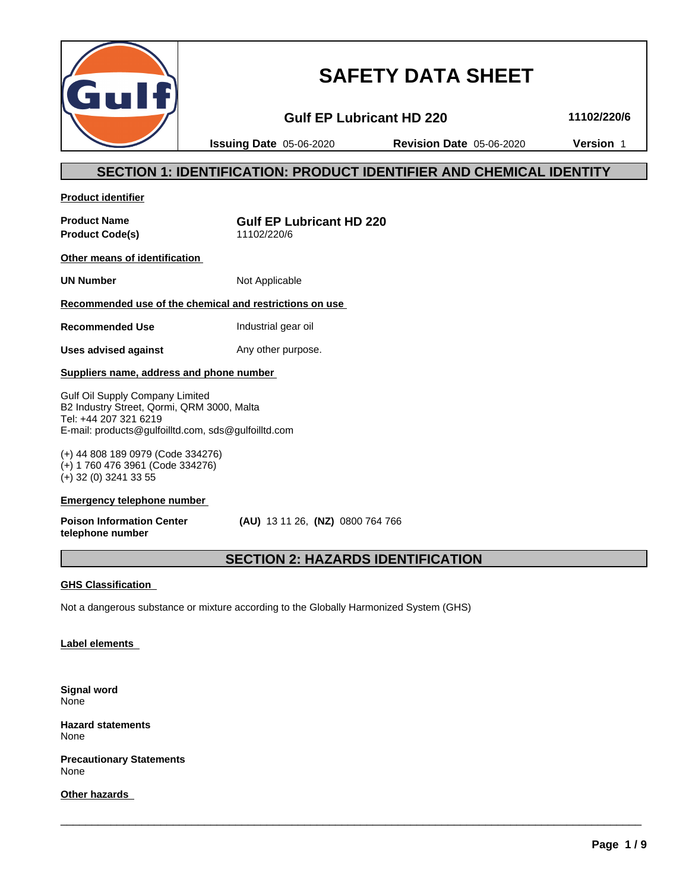# SAFETY DATA SHEET

**Gulf EP Lubricant HD 220** **11102/220/6**

**Issuing Date** 05-06-2020 **Revision Date** 05-06-2020 **Version** 1

## SECTION 1: IDENTIFICATION: PRODUCT IDENTIFIER AND CHEMICAL IDENTITY

**Product identifier**

**Product Name** **Gulf EP Lubricant HD 220**
**Product Code(s)** 11102/220/6

**Other means of identification**

**UN Number** Not Applicable

**Recommended use of the chemical and restrictions on use**

**Recommended Use** Industrial gear oil

**Uses advised against** Any other purpose.

**Suppliers name, address and phone number**

Gulf Oil Supply Company Limited
B2 Industry Street, Qormi, QRM 3000, Malta
Tel: +44 207 321 6219
E-mail: products@gulfoilltd.com, sds@gulfoilltd.com

(+) 44 808 189 0979 (Code 334276)
(+) 1 760 476 3961 (Code 334276)
(+) 32 (0) 3241 33 55

**Emergency telephone number**

**Poison Information Center telephone number** **(AU)** 13 11 26, **(NZ)** 0800 764 766

## SECTION 2: HAZARDS IDENTIFICATION

**GHS Classification**

Not a dangerous substance or mixture according to the Globally Harmonized System (GHS)

**Label elements**

**Signal word**
None

**Hazard statements**
None

**Precautionary Statements**
None

**Other hazards**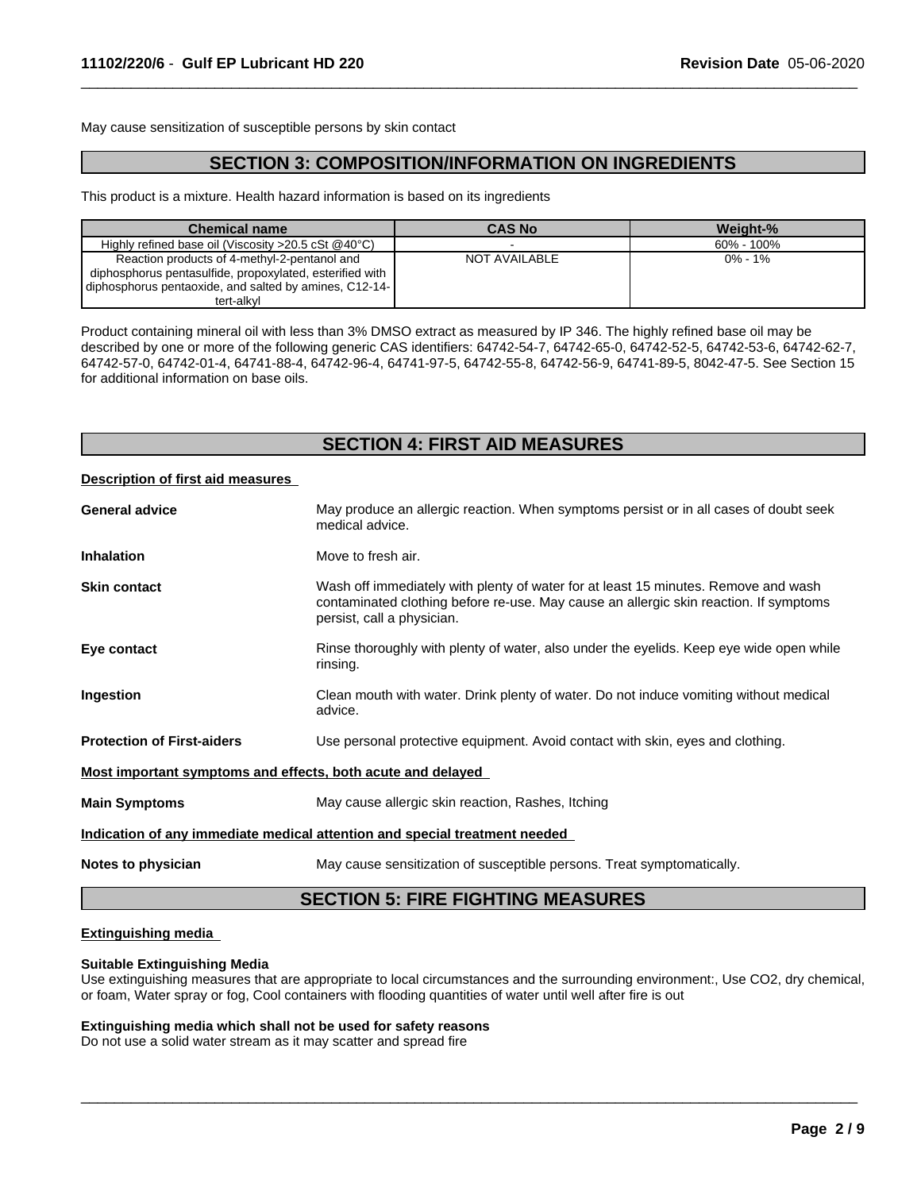May cause sensitization of susceptible persons by skin contact

## SECTION 3: COMPOSITION/INFORMATION ON INGREDIENTS

This product is a mixture. Health hazard information is based on its ingredients

| Chemical name | CAS No | Weight-% |
|---|---|---|
| Highly refined base oil (Viscosity >20.5 cSt @40°C) | - | 60% - 100% |
| Reaction products of 4-methyl-2-pentanol and diphosphorus pentasulfide, propoxylated, esterified with diphosphorus pentaoxide, and salted by amines, C12-14-tert-alkyl | NOT AVAILABLE | 0% - 1% |

Product containing mineral oil with less than 3% DMSO extract as measured by IP 346. The highly refined base oil may be described by one or more of the following generic CAS identifiers: 64742-54-7, 64742-65-0, 64742-52-5, 64742-53-6, 64742-62-7, 64742-57-0, 64742-01-4, 64741-88-4, 64742-96-4, 64741-97-5, 64742-55-8, 64742-56-9, 64741-89-5, 8042-47-5. See Section 15 for additional information on base oils.

## SECTION 4: FIRST AID MEASURES

**Description of first aid measures**

**General advice**
May produce an allergic reaction. When symptoms persist or in all cases of doubt seek medical advice.

**Inhalation**
Move to fresh air.

**Skin contact**
Wash off immediately with plenty of water for at least 15 minutes. Remove and wash contaminated clothing before re-use. May cause an allergic skin reaction. If symptoms persist, call a physician.

**Eye contact**
Rinse thoroughly with plenty of water, also under the eyelids. Keep eye wide open while rinsing.

**Ingestion**
Clean mouth with water. Drink plenty of water. Do not induce vomiting without medical advice.

**Protection of First-aiders**
Use personal protective equipment. Avoid contact with skin, eyes and clothing.

**Most important symptoms and effects, both acute and delayed**

**Main Symptoms**
May cause allergic skin reaction, Rashes, Itching

**Indication of any immediate medical attention and special treatment needed**

**Notes to physician**
May cause sensitization of susceptible persons. Treat symptomatically.

## SECTION 5: FIRE FIGHTING MEASURES

**Extinguishing media**

**Suitable Extinguishing Media**
Use extinguishing measures that are appropriate to local circumstances and the surrounding environment:, Use CO2, dry chemical, or foam, Water spray or fog, Cool containers with flooding quantities of water until well after fire is out

**Extinguishing media which shall not be used for safety reasons**
Do not use a solid water stream as it may scatter and spread fire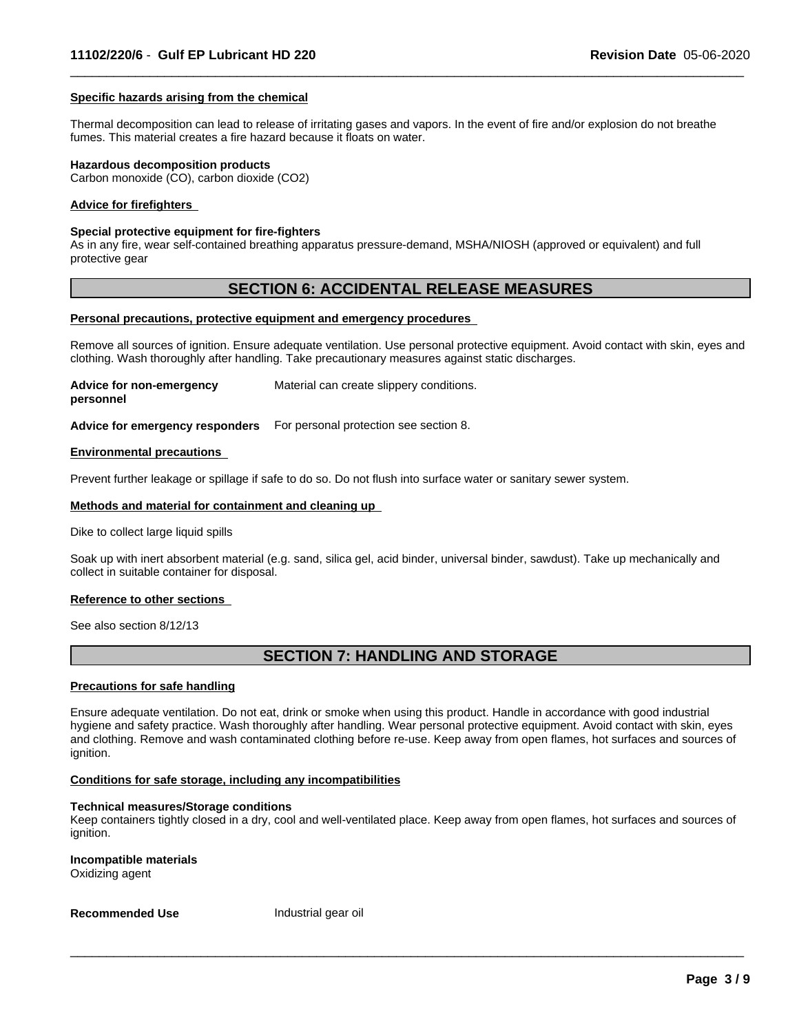**Specific hazards arising from the chemical**

Thermal decomposition can lead to release of irritating gases and vapors. In the event of fire and/or explosion do not breathe fumes. This material creates a fire hazard because it floats on water.

**Hazardous decomposition products**
Carbon monoxide (CO), carbon dioxide ($CO_2$)

**Advice for firefighters**

**Special protective equipment for fire-fighters**
As in any fire, wear self-contained breathing apparatus pressure-demand, MSHA/NIOSH (approved or equivalent) and full protective gear

## SECTION 6: ACCIDENTAL RELEASE MEASURES

**Personal precautions, protective equipment and emergency procedures**

Remove all sources of ignition. Ensure adequate ventilation. Use personal protective equipment. Avoid contact with skin, eyes and clothing. Wash thoroughly after handling. Take precautionary measures against static discharges.

**Advice for non-emergency personnel** Material can create slippery conditions.

**Advice for emergency responders** For personal protection see section 8.

**Environmental precautions**

Prevent further leakage or spillage if safe to do so. Do not flush into surface water or sanitary sewer system.

**Methods and material for containment and cleaning up**

Dike to collect large liquid spills

Soak up with inert absorbent material (e.g. sand, silica gel, acid binder, universal binder, sawdust). Take up mechanically and collect in suitable container for disposal.

**Reference to other sections**

See also section 8/12/13

## SECTION 7: HANDLING AND STORAGE

**Precautions for safe handling**

Ensure adequate ventilation. Do not eat, drink or smoke when using this product. Handle in accordance with good industrial hygiene and safety practice. Wash thoroughly after handling. Wear personal protective equipment. Avoid contact with skin, eyes and clothing. Remove and wash contaminated clothing before re-use. Keep away from open flames, hot surfaces and sources of ignition.

**Conditions for safe storage, including any incompatibilities**

**Technical measures/Storage conditions**
Keep containers tightly closed in a dry, cool and well-ventilated place. Keep away from open flames, hot surfaces and sources of ignition.

**Incompatible materials**
Oxidizing agent

**Recommended Use** Industrial gear oil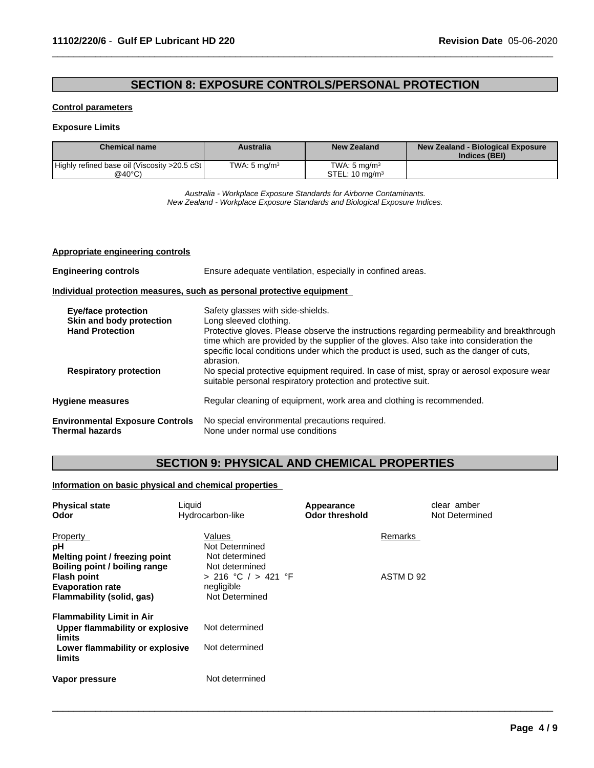## SECTION 8: EXPOSURE CONTROLS/PERSONAL PROTECTION

**Control parameters**

**Exposure Limits**

| Chemical name | Australia | New Zealand | New Zealand - Biological Exposure Indices (BEI) |
|---|---|---|---|
| Highly refined base oil (Viscosity >20.5 cSt @40°C) | TWA: 5 mg/m³ | TWA: 5 mg/m³ STEL: 10 mg/m³ | |

*Australia - Workplace Exposure Standards for Airborne Contaminants.*
*New Zealand - Workplace Exposure Standards and Biological Exposure Indices.*

**Appropriate engineering controls**

**Engineering controls** Ensure adequate ventilation, especially in confined areas.

**Individual protection measures, such as personal protective equipment**

**Eye/face protection** Safety glasses with side-shields.

**Skin and body protection** Long sleeved clothing.

**Hand Protection** Protective gloves. Please observe the instructions regarding permeability and breakthrough time which are provided by the supplier of the gloves. Also take into consideration the specific local conditions under which the product is used, such as the danger of cuts, abrasion.

**Respiratory protection** No special protective equipment required. In case of mist, spray or aerosol exposure wear suitable personal respiratory protection and protective suit.

**Hygiene measures** Regular cleaning of equipment, work area and clothing is recommended.

**Environmental Exposure Controls** No special environmental precautions required.

**Thermal hazards** None under normal use conditions

## SECTION 9: PHYSICAL AND CHEMICAL PROPERTIES

**Information on basic physical and chemical properties**

**Physical state** Liquid | **Appearance** clear amber

**Odor** Hydrocarbon-like | **Odor threshold** Not Determined

| Property | Values | Remarks |
|---|---|---|
| **pH** | Not Determined | |
| **Melting point / freezing point** | Not determined | |
| **Boiling point / boiling range** | Not determined | |
| **Flash point** | > 216 °C / > 421 °F | ASTM D 92 |
| **Evaporation rate** | negligible | |
| **Flammability (solid, gas)** | Not Determined | |
| **Flammability Limit in Air** | | |
| **Upper flammability or explosive limits** | Not determined | |
| **Lower flammability or explosive limits** | Not determined | |
| **Vapor pressure** | Not determined | |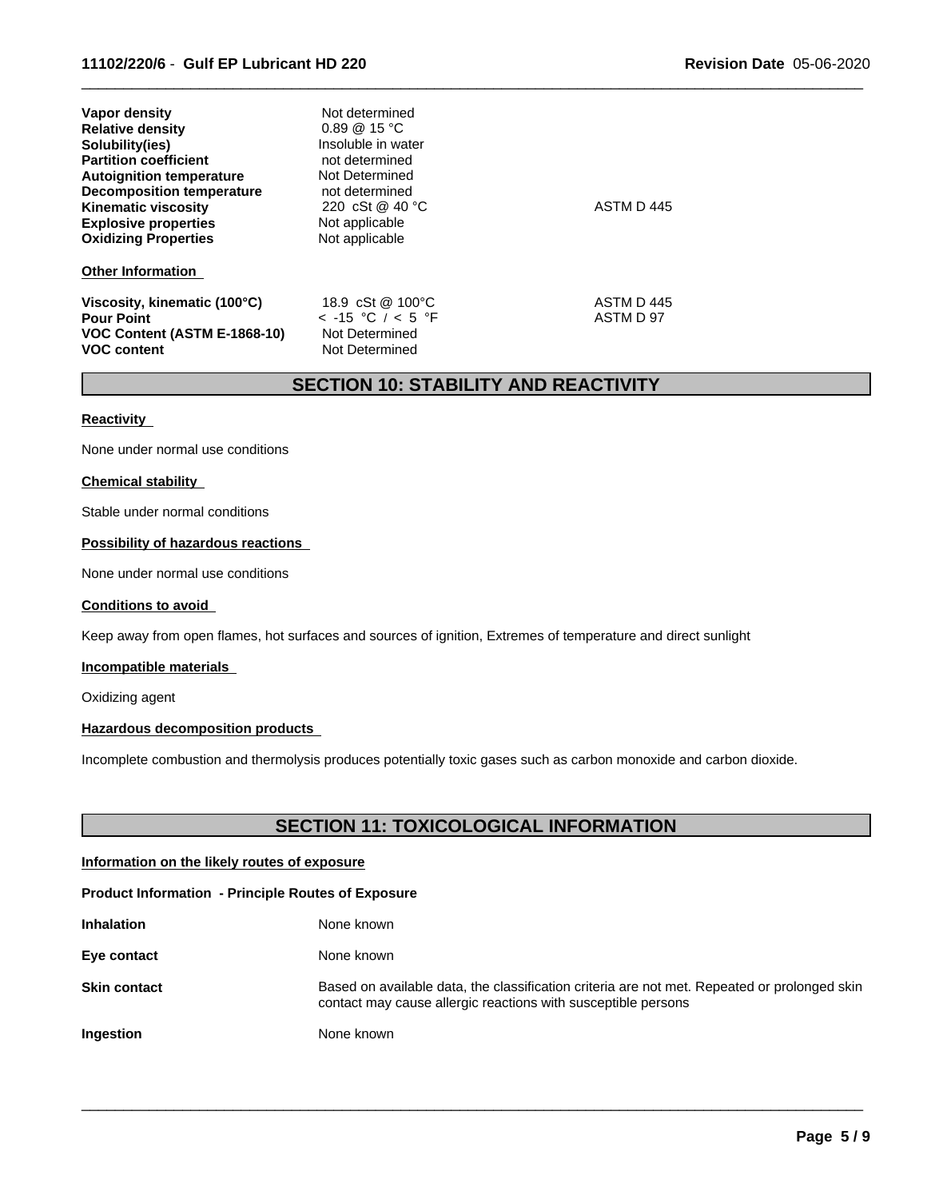| | | |
|---|---|---|
| **Vapor density** | Not determined | |
| **Relative density** | 0.89 @ 15 °C | |
| **Solubility(ies)** | Insoluble in water | |
| **Partition coefficient** | not determined | |
| **Autoignition temperature** | Not Determined | |
| **Decomposition temperature** | not determined | |
| **Kinematic viscosity** | 220 cSt @ 40 °C | ASTM D 445 |
| **Explosive properties** | Not applicable | |
| **Oxidizing Properties** | Not applicable | |

**Other Information**

| | | |
|---|---|---|
| **Viscosity, kinematic (100°C)** | 18.9 cSt @ 100°C | ASTM D 445 |
| **Pour Point** | < -15 °C / < 5 °F | ASTM D 97 |
| **VOC Content (ASTM E-1868-10)** | Not Determined | |
| **VOC content** | Not Determined | |

## SECTION 10: STABILITY AND REACTIVITY

**Reactivity**

None under normal use conditions

**Chemical stability**

Stable under normal conditions

**Possibility of hazardous reactions**

None under normal use conditions

**Conditions to avoid**

Keep away from open flames, hot surfaces and sources of ignition, Extremes of temperature and direct sunlight

**Incompatible materials**

Oxidizing agent

**Hazardous decomposition products**

Incomplete combustion and thermolysis produces potentially toxic gases such as carbon monoxide and carbon dioxide.

## SECTION 11: TOXICOLOGICAL INFORMATION

**Information on the likely routes of exposure**

**Product Information - Principle Routes of Exposure**

**Inhalation** None known

**Eye contact** None known

**Skin contact** Based on available data, the classification criteria are not met. Repeated or prolonged skin contact may cause allergic reactions with susceptible persons

**Ingestion** None known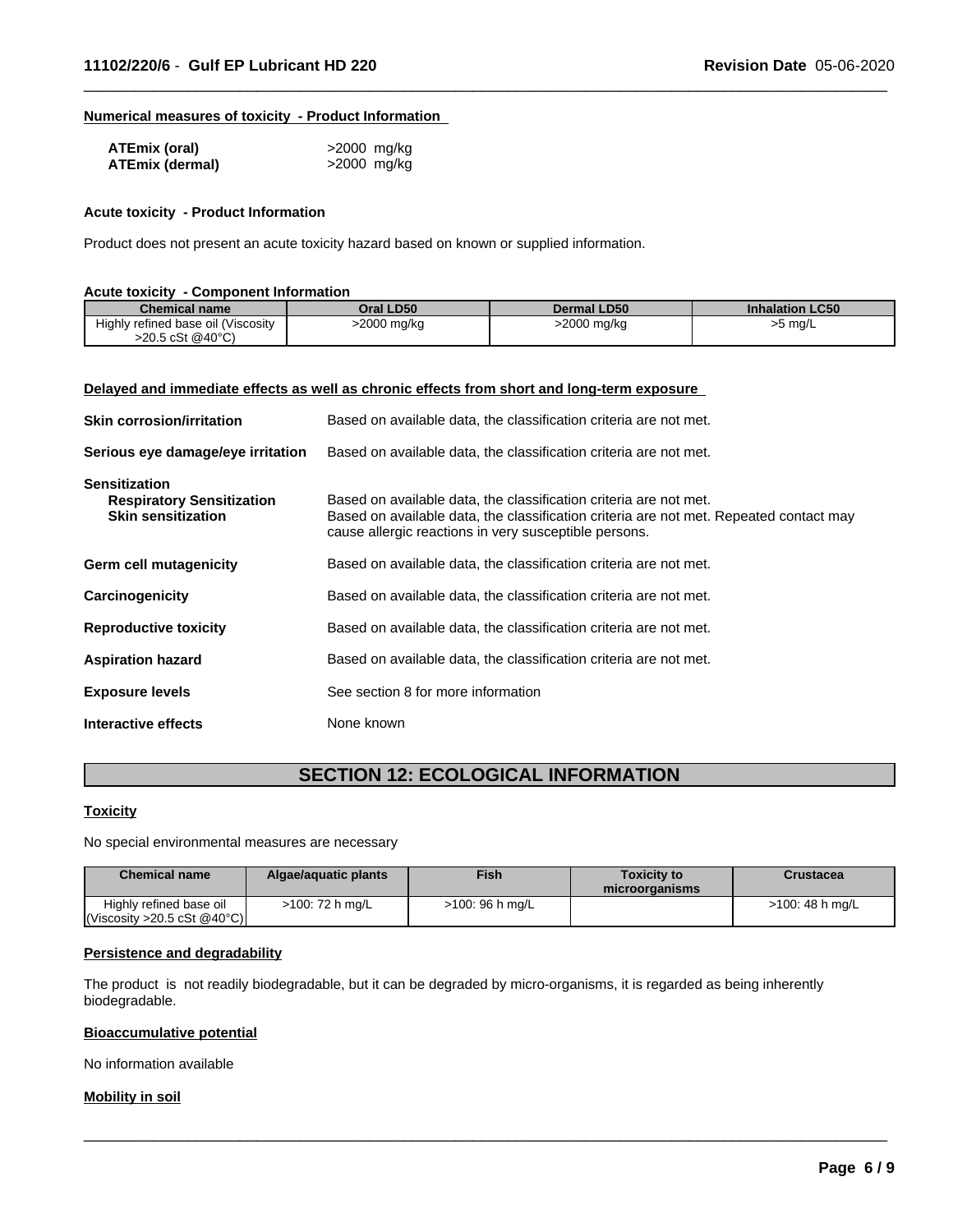**Numerical measures of toxicity - Product Information**

| | |
|---|---|
| **ATEmix (oral)** | >2000 mg/kg |
| **ATEmix (dermal)** | >2000 mg/kg |

**Acute toxicity - Product Information**

Product does not present an acute toxicity hazard based on known or supplied information.

**Acute toxicity - Component Information**

| Chemical name | Oral LD50 | Dermal LD50 | Inhalation LC50 |
|---|---|---|---|
| Highly refined base oil (Viscosity >20.5 cSt @40°C) | >2000 mg/kg | >2000 mg/kg | >5 mg/L |

**Delayed and immediate effects as well as chronic effects from short and long-term exposure**

**Skin corrosion/irritation** Based on available data, the classification criteria are not met.

**Serious eye damage/eye irritation** Based on available data, the classification criteria are not met.

**Sensitization**

**Respiratory Sensitization** Based on available data, the classification criteria are not met.

**Skin sensitization** Based on available data, the classification criteria are not met. Repeated contact may cause allergic reactions in very susceptible persons.

**Germ cell mutagenicity** Based on available data, the classification criteria are not met.

**Carcinogenicity** Based on available data, the classification criteria are not met.

**Reproductive toxicity** Based on available data, the classification criteria are not met.

**Aspiration hazard** Based on available data, the classification criteria are not met.

**Exposure levels** See section 8 for more information

**Interactive effects** None known

## SECTION 12: ECOLOGICAL INFORMATION

**Toxicity**

No special environmental measures are necessary

| Chemical name | Algae/aquatic plants | Fish | Toxicity to microorganisms | Crustacea |
|---|---|---|---|---|
| Highly refined base oil (Viscosity >20.5 cSt @40°C) | >100: 72 h mg/L | >100: 96 h mg/L | | >100: 48 h mg/L |

**Persistence and degradability**

The product is not readily biodegradable, but it can be degraded by micro-organisms, it is regarded as being inherently biodegradable.

**Bioaccumulative potential**

No information available

**Mobility in soil**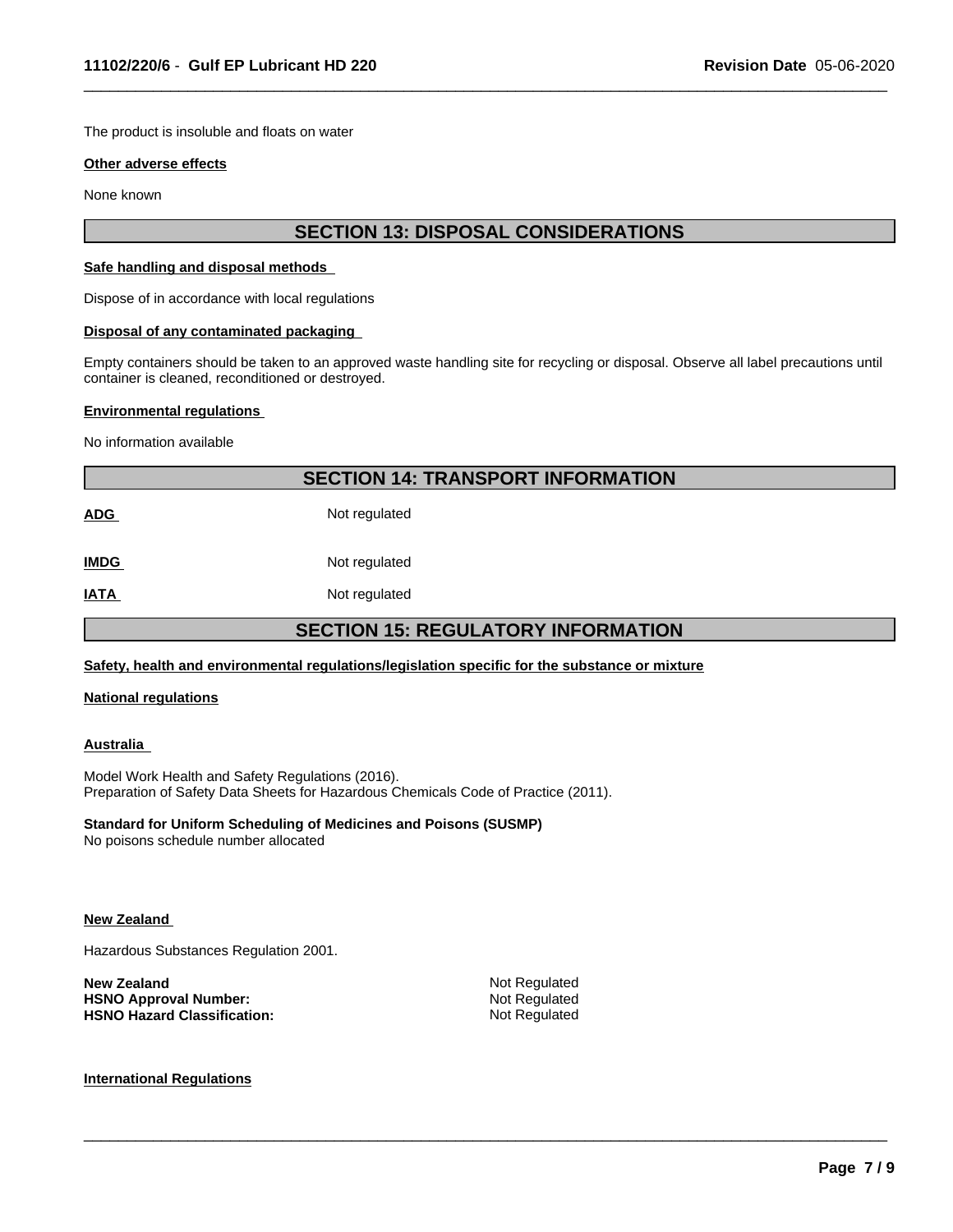The product is insoluble and floats on water

**Other adverse effects**

None known

## SECTION 13: DISPOSAL CONSIDERATIONS

**Safe handling and disposal methods**

Dispose of in accordance with local regulations

**Disposal of any contaminated packaging**

Empty containers should be taken to an approved waste handling site for recycling or disposal. Observe all label precautions until container is cleaned, reconditioned or destroyed.

**Environmental regulations**

No information available

## SECTION 14: TRANSPORT INFORMATION

| | |
|---|---|
| **ADG** | Not regulated |
| **IMDG** | Not regulated |
| **IATA** | Not regulated |

## SECTION 15: REGULATORY INFORMATION

**Safety, health and environmental regulations/legislation specific for the substance or mixture**

**National regulations**

**Australia**

Model Work Health and Safety Regulations (2016).
Preparation of Safety Data Sheets for Hazardous Chemicals Code of Practice (2011).

**Standard for Uniform Scheduling of Medicines and Poisons (SUSMP)**
No poisons schedule number allocated

**New Zealand**

Hazardous Substances Regulation 2001.

| | |
|---|---|
| **New Zealand** | Not Regulated |
| **HSNO Approval Number:** | Not Regulated |
| **HSNO Hazard Classification:** | Not Regulated |

**International Regulations**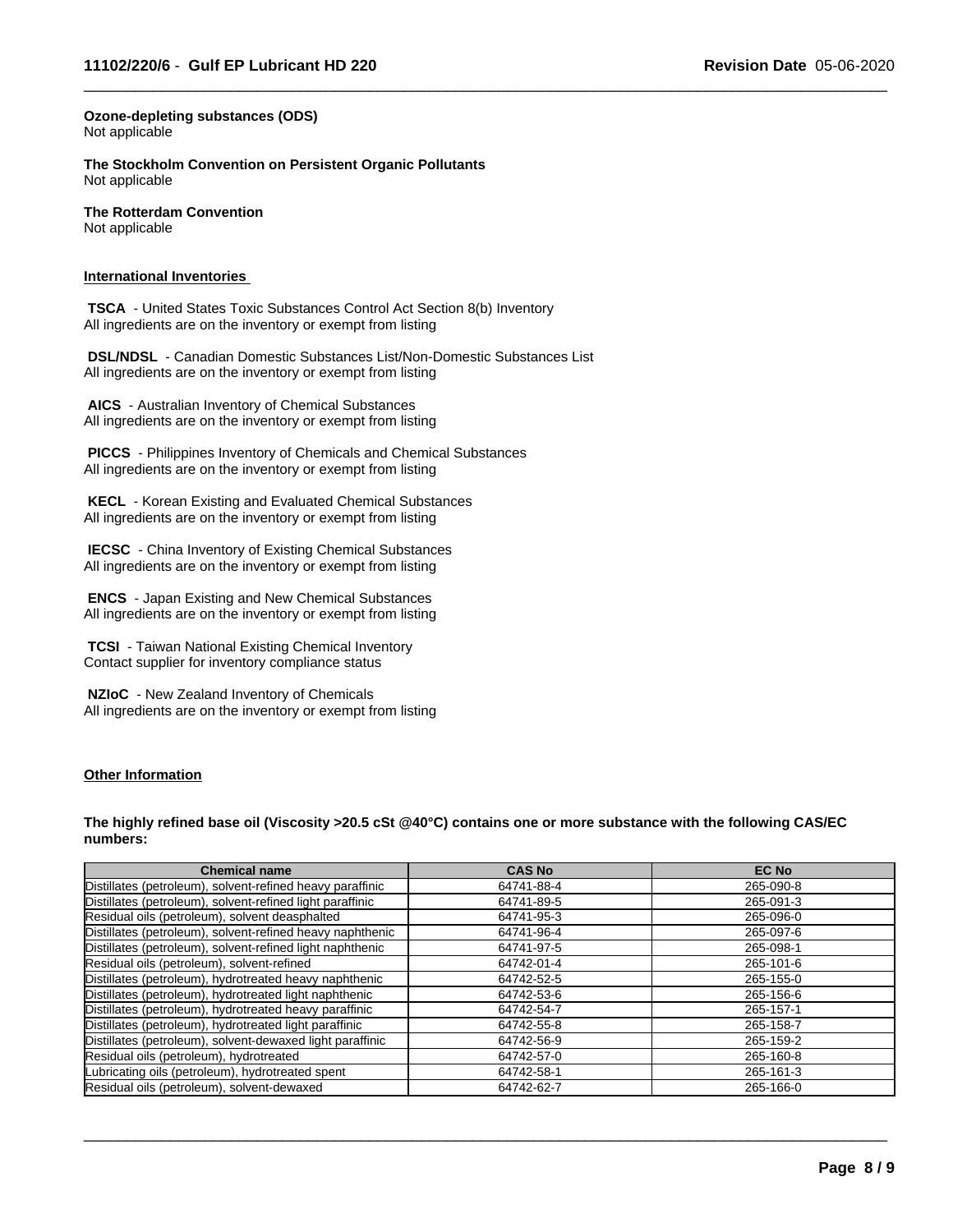**Ozone-depleting substances (ODS)**
Not applicable

**The Stockholm Convention on Persistent Organic Pollutants**
Not applicable

**The Rotterdam Convention**
Not applicable

## International Inventories

**TSCA** - United States Toxic Substances Control Act Section 8(b) Inventory
All ingredients are on the inventory or exempt from listing

**DSL/NDSL** - Canadian Domestic Substances List/Non-Domestic Substances List
All ingredients are on the inventory or exempt from listing

**AICS** - Australian Inventory of Chemical Substances
All ingredients are on the inventory or exempt from listing

**PICCS** - Philippines Inventory of Chemicals and Chemical Substances
All ingredients are on the inventory or exempt from listing

**KECL** - Korean Existing and Evaluated Chemical Substances
All ingredients are on the inventory or exempt from listing

**IECSC** - China Inventory of Existing Chemical Substances
All ingredients are on the inventory or exempt from listing

**ENCS** - Japan Existing and New Chemical Substances
All ingredients are on the inventory or exempt from listing

**TCSI** - Taiwan National Existing Chemical Inventory
Contact supplier for inventory compliance status

**NZIoC** - New Zealand Inventory of Chemicals
All ingredients are on the inventory or exempt from listing

## Other Information

**The highly refined base oil (Viscosity >20.5 cSt @40°C) contains one or more substance with the following CAS/EC numbers:**

| Chemical name | CAS No | EC No |
|---|---|---|
| Distillates (petroleum), solvent-refined heavy paraffinic | 64741-88-4 | 265-090-8 |
| Distillates (petroleum), solvent-refined light paraffinic | 64741-89-5 | 265-091-3 |
| Residual oils (petroleum), solvent deasphalted | 64741-95-3 | 265-096-0 |
| Distillates (petroleum), solvent-refined heavy naphthenic | 64741-96-4 | 265-097-6 |
| Distillates (petroleum), solvent-refined light naphthenic | 64741-97-5 | 265-098-1 |
| Residual oils (petroleum), solvent-refined | 64742-01-4 | 265-101-6 |
| Distillates (petroleum), hydrotreated heavy naphthenic | 64742-52-5 | 265-155-0 |
| Distillates (petroleum), hydrotreated light naphthenic | 64742-53-6 | 265-156-6 |
| Distillates (petroleum), hydrotreated heavy paraffinic | 64742-54-7 | 265-157-1 |
| Distillates (petroleum), hydrotreated light paraffinic | 64742-55-8 | 265-158-7 |
| Distillates (petroleum), solvent-dewaxed light paraffinic | 64742-56-9 | 265-159-2 |
| Residual oils (petroleum), hydrotreated | 64742-57-0 | 265-160-8 |
| Lubricating oils (petroleum), hydrotreated spent | 64742-58-1 | 265-161-3 |
| Residual oils (petroleum), solvent-dewaxed | 64742-62-7 | 265-166-0 |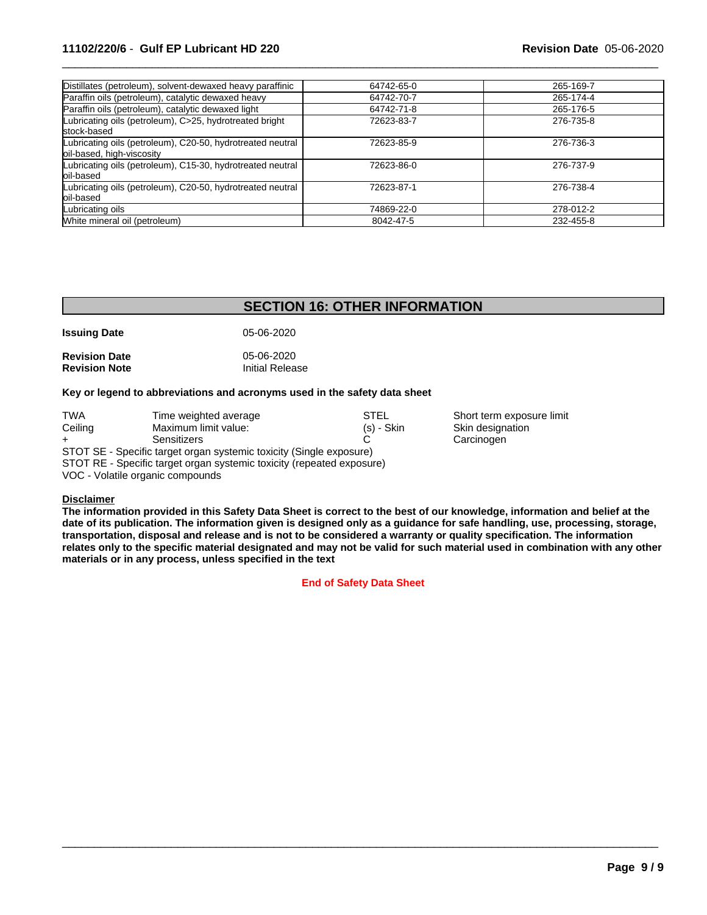| | | |
|---|---|---|
| Distillates (petroleum), solvent-dewaxed heavy paraffinic | 64742-65-0 | 265-169-7 |
| Paraffin oils (petroleum), catalytic dewaxed heavy | 64742-70-7 | 265-174-4 |
| Paraffin oils (petroleum), catalytic dewaxed light | 64742-71-8 | 265-176-5 |
| Lubricating oils (petroleum), C>25, hydrotreated bright stock-based | 72623-83-7 | 276-735-8 |
| Lubricating oils (petroleum), C20-50, hydrotreated neutral oil-based, high-viscosity | 72623-85-9 | 276-736-3 |
| Lubricating oils (petroleum), C15-30, hydrotreated neutral oil-based | 72623-86-0 | 276-737-9 |
| Lubricating oils (petroleum), C20-50, hydrotreated neutral oil-based | 72623-87-1 | 276-738-4 |
| Lubricating oils | 74869-22-0 | 278-012-2 |
| White mineral oil (petroleum) | 8042-47-5 | 232-455-8 |

## SECTION 16: OTHER INFORMATION

**Issuing Date** 05-06-2020

**Revision Date** 05-06-2020
**Revision Note** Initial Release

**Key or legend to abbreviations and acronyms used in the safety data sheet**

| | | | |
|---|---|---|---|
| TWA | Time weighted average | STEL | Short term exposure limit |
| Ceiling | Maximum limit value: | (s) - Skin | Skin designation |
| + | Sensitizers | C | Carcinogen |

STOT SE - Specific target organ systemic toxicity (Single exposure)
STOT RE - Specific target organ systemic toxicity (repeated exposure)
VOC - Volatile organic compounds

**Disclaimer**

**The information provided in this Safety Data Sheet is correct to the best of our knowledge, information and belief at the date of its publication. The information given is designed only as a guidance for safe handling, use, processing, storage, transportation, disposal and release and is not to be considered a warranty or quality specification. The information relates only to the specific material designated and may not be valid for such material used in combination with any other materials or in any process, unless specified in the text**

**End of Safety Data Sheet**